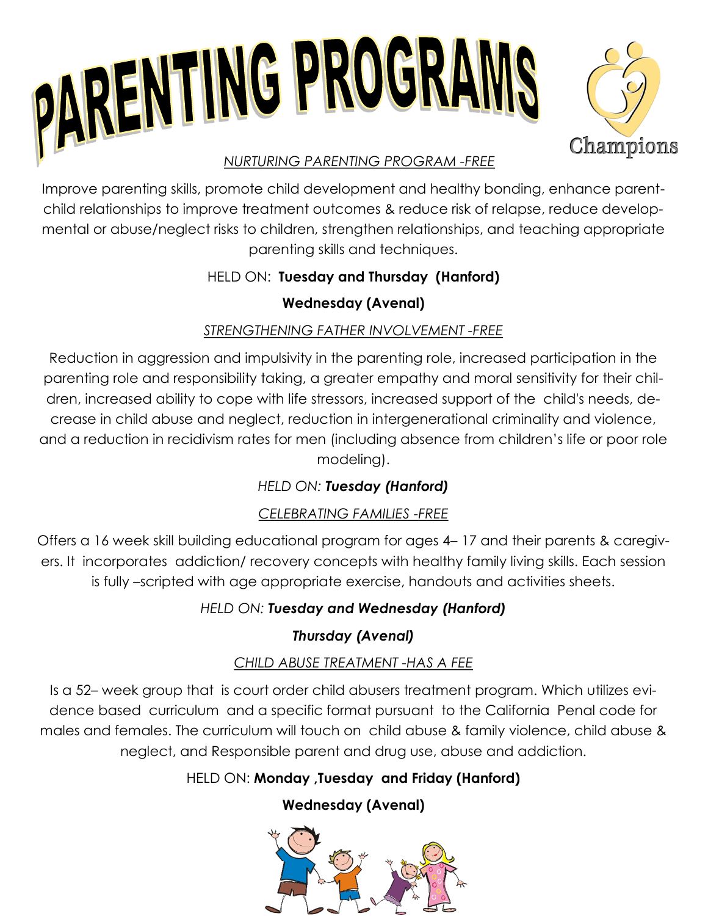# PARENTING PROGRAMS

Champions

## *NURTURING PARENTING PROGRAM -FREE*

Improve parenting skills, promote child development and healthy bonding, enhance parent-child relationships to improve treatment outcomes & reduce risk of relapse, reduce developmental or abuse/neglect risks to children, strengthen relationships, and teaching appropriate parenting skills and techniques.

HELD ON: **Tuesday and Thursday (Hanford)**

**Wednesday (Avenal)**

## *STRENGTHENING FATHER INVOLVEMENT -FREE*

Reduction in aggression and impulsivity in the parenting role, increased participation in the parenting role and responsibility taking, a greater empathy and moral sensitivity for their children, increased ability to cope with life stressors, increased support of the child's needs, decrease in child abuse and neglect, reduction in intergenerational criminality and violence, and a reduction in recidivism rates for men (including absence from children's life or poor role modeling).

*HELD ON: **Tuesday (Hanford)***

## *CELEBRATING FAMILIES -FREE*

Offers a 16 week skill building educational program for ages 4– 17 and their parents & caregivers. It incorporates addiction/ recovery concepts with healthy family living skills. Each session is fully –scripted with age appropriate exercise, handouts and activities sheets.

*HELD ON: **Tuesday and Wednesday (Hanford)***

***Thursday (Avenal)***

## *CHILD ABUSE TREATMENT -HAS A FEE*

Is a 52– week group that is court order child abusers treatment program. Which utilizes evidence based curriculum and a specific format pursuant to the California Penal code for males and females. The curriculum will touch on child abuse & family violence, child abuse & neglect, and Responsible parent and drug use, abuse and addiction.

HELD ON: **Monday ,Tuesday and Friday (Hanford)**

**Wednesday (Avenal)**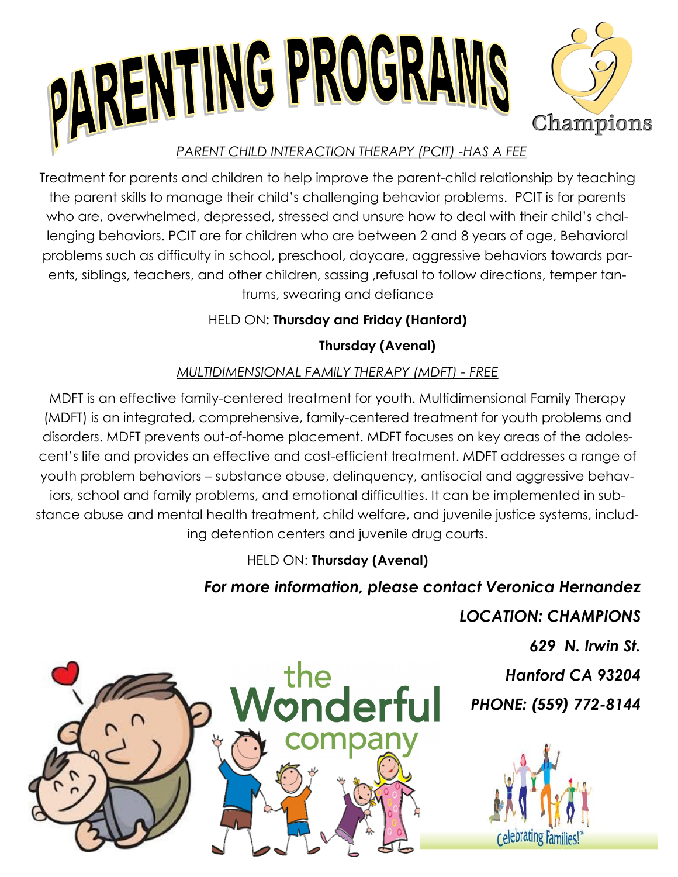# PARENTING PROGRAMS

Champions

## *PARENT CHILD INTERACTION THERAPY (PCIT) -HAS A FEE*

Treatment for parents and children to help improve the parent-child relationship by teaching the parent skills to manage their child's challenging behavior problems. PCIT is for parents who are, overwhelmed, depressed, stressed and unsure how to deal with their child's challenging behaviors. PCIT are for children who are between 2 and 8 years of age, Behavioral problems such as difficulty in school, preschool, daycare, aggressive behaviors towards parents, siblings, teachers, and other children, sassing ,refusal to follow directions, temper tantrums, swearing and defiance

HELD ON**: Thursday and Friday (Hanford)**

**Thursday (Avenal)**

## *MULTIDIMENSIONAL FAMILY THERAPY (MDFT) - FREE*

MDFT is an effective family-centered treatment for youth. Multidimensional Family Therapy (MDFT) is an integrated, comprehensive, family-centered treatment for youth problems and disorders. MDFT prevents out-of-home placement. MDFT focuses on key areas of the adolescent's life and provides an effective and cost-efficient treatment. MDFT addresses a range of youth problem behaviors – substance abuse, delinquency, antisocial and aggressive behaviors, school and family problems, and emotional difficulties. It can be implemented in substance abuse and mental health treatment, child welfare, and juvenile justice systems, including detention centers and juvenile drug courts.

HELD ON: **Thursday (Avenal)**

***For more information, please contact Veronica Hernandez***

***LOCATION: CHAMPIONS***

***629 N. Irwin St.***

***Hanford CA 93204***

***PHONE: (559) 772-8144***

the Wonderful company

Celebrating Families!™